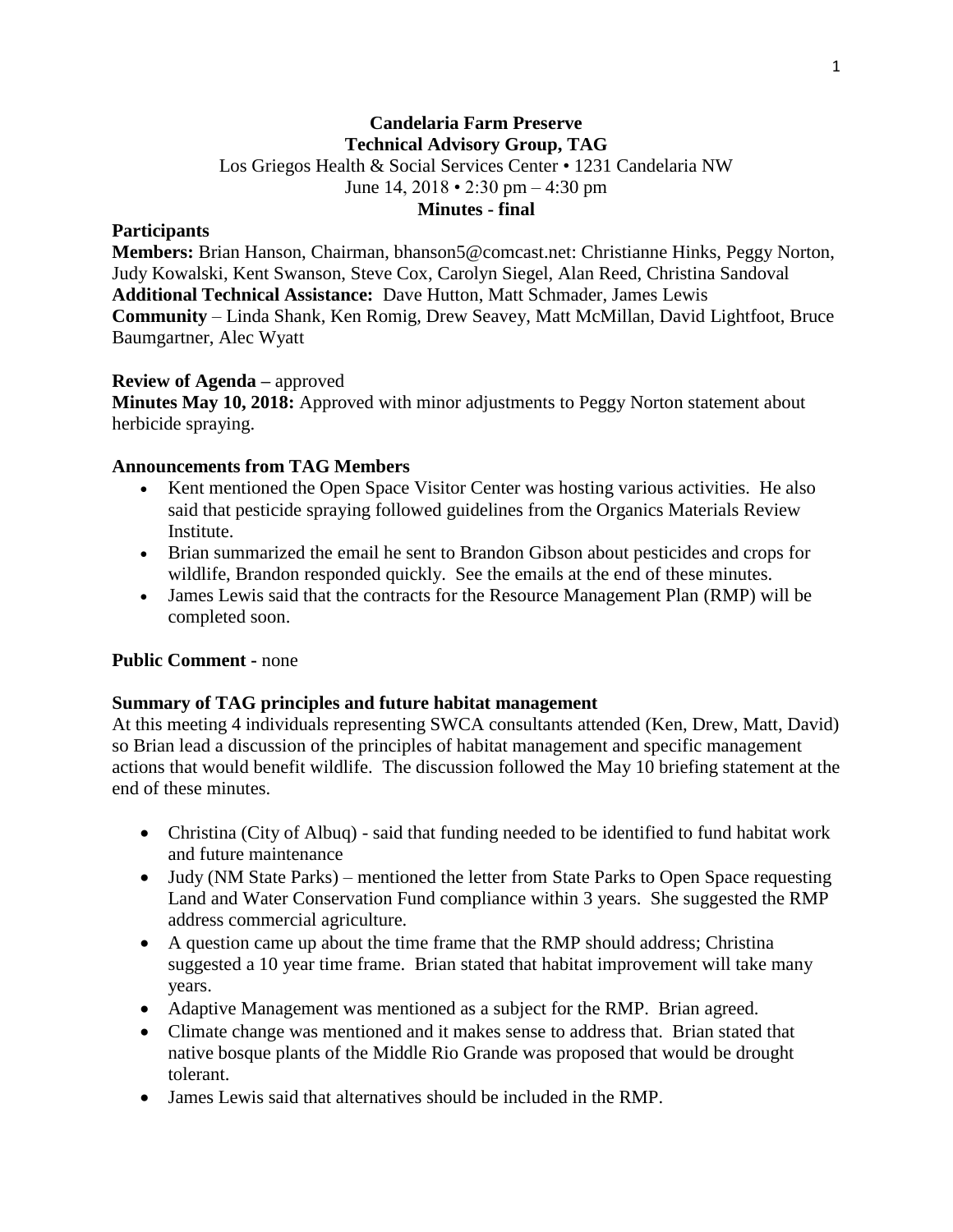**Candelaria Farm Preserve**
**Technical Advisory Group, TAG**
Los Griegos Health & Social Services Center • 1231 Candelaria NW
June 14, 2018 • 2:30 pm – 4:30 pm
**Minutes - final**

**Participants**

**Members:** Brian Hanson, Chairman, bhanson5@comcast.net: Christianne Hinks, Peggy Norton, Judy Kowalski, Kent Swanson, Steve Cox, Carolyn Siegel, Alan Reed, Christina Sandoval
**Additional Technical Assistance:** Dave Hutton, Matt Schmader, James Lewis
**Community** – Linda Shank, Ken Romig, Drew Seavey, Matt McMillan, David Lightfoot, Bruce Baumgartner, Alec Wyatt

**Review of Agenda –** approved
**Minutes May 10, 2018:** Approved with minor adjustments to Peggy Norton statement about herbicide spraying.

**Announcements from TAG Members**

- Kent mentioned the Open Space Visitor Center was hosting various activities. He also said that pesticide spraying followed guidelines from the Organics Materials Review Institute.
- Brian summarized the email he sent to Brandon Gibson about pesticides and crops for wildlife, Brandon responded quickly. See the emails at the end of these minutes.
- James Lewis said that the contracts for the Resource Management Plan (RMP) will be completed soon.

**Public Comment -** none

**Summary of TAG principles and future habitat management**

At this meeting 4 individuals representing SWCA consultants attended (Ken, Drew, Matt, David) so Brian lead a discussion of the principles of habitat management and specific management actions that would benefit wildlife. The discussion followed the May 10 briefing statement at the end of these minutes.

- Christina (City of Albuq) - said that funding needed to be identified to fund habitat work and future maintenance
- Judy (NM State Parks) – mentioned the letter from State Parks to Open Space requesting Land and Water Conservation Fund compliance within 3 years. She suggested the RMP address commercial agriculture.
- A question came up about the time frame that the RMP should address; Christina suggested a 10 year time frame. Brian stated that habitat improvement will take many years.
- Adaptive Management was mentioned as a subject for the RMP. Brian agreed.
- Climate change was mentioned and it makes sense to address that. Brian stated that native bosque plants of the Middle Rio Grande was proposed that would be drought tolerant.
- James Lewis said that alternatives should be included in the RMP.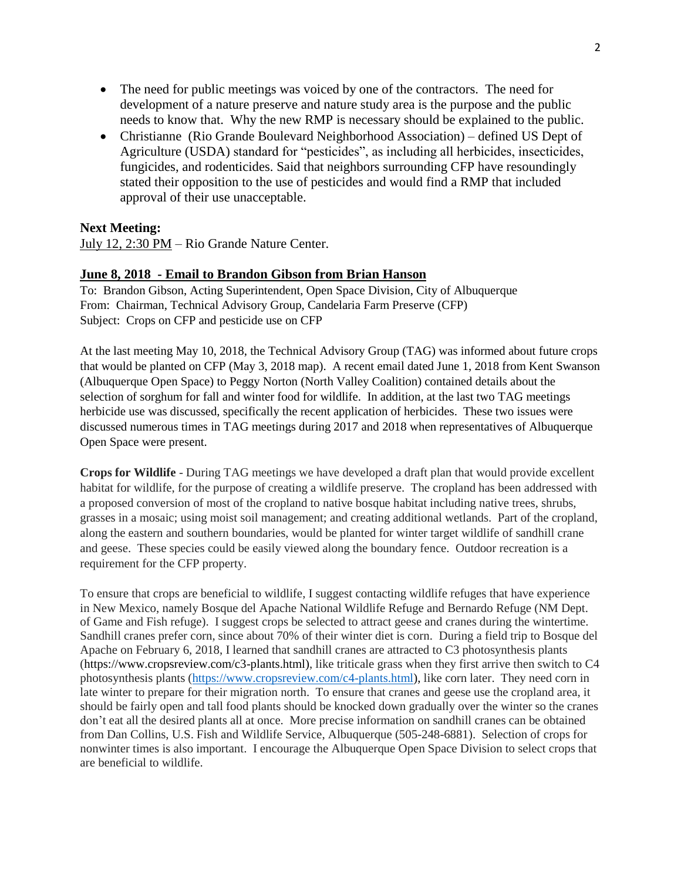- The need for public meetings was voiced by one of the contractors. The need for development of a nature preserve and nature study area is the purpose and the public needs to know that. Why the new RMP is necessary should be explained to the public.
- Christianne (Rio Grande Boulevard Neighborhood Association) – defined US Dept of Agriculture (USDA) standard for "pesticides", as including all herbicides, insecticides, fungicides, and rodenticides. Said that neighbors surrounding CFP have resoundingly stated their opposition to the use of pesticides and would find a RMP that included approval of their use unacceptable.

**Next Meeting:**
July 12, 2:30 PM – Rio Grande Nature Center.

**June 8, 2018 - Email to Brandon Gibson from Brian Hanson**

To: Brandon Gibson, Acting Superintendent, Open Space Division, City of Albuquerque
From: Chairman, Technical Advisory Group, Candelaria Farm Preserve (CFP)
Subject: Crops on CFP and pesticide use on CFP

At the last meeting May 10, 2018, the Technical Advisory Group (TAG) was informed about future crops that would be planted on CFP (May 3, 2018 map). A recent email dated June 1, 2018 from Kent Swanson (Albuquerque Open Space) to Peggy Norton (North Valley Coalition) contained details about the selection of sorghum for fall and winter food for wildlife. In addition, at the last two TAG meetings herbicide use was discussed, specifically the recent application of herbicides. These two issues were discussed numerous times in TAG meetings during 2017 and 2018 when representatives of Albuquerque Open Space were present.

**Crops for Wildlife** - During TAG meetings we have developed a draft plan that would provide excellent habitat for wildlife, for the purpose of creating a wildlife preserve. The cropland has been addressed with a proposed conversion of most of the cropland to native bosque habitat including native trees, shrubs, grasses in a mosaic; using moist soil management; and creating additional wetlands. Part of the cropland, along the eastern and southern boundaries, would be planted for winter target wildlife of sandhill crane and geese. These species could be easily viewed along the boundary fence. Outdoor recreation is a requirement for the CFP property.

To ensure that crops are beneficial to wildlife, I suggest contacting wildlife refuges that have experience in New Mexico, namely Bosque del Apache National Wildlife Refuge and Bernardo Refuge (NM Dept. of Game and Fish refuge). I suggest crops be selected to attract geese and cranes during the wintertime. Sandhill cranes prefer corn, since about 70% of their winter diet is corn. During a field trip to Bosque del Apache on February 6, 2018, I learned that sandhill cranes are attracted to C3 photosynthesis plants (https://www.cropsreview.com/c3-plants.html), like triticale grass when they first arrive then switch to C4 photosynthesis plants (https://www.cropsreview.com/c4-plants.html), like corn later. They need corn in late winter to prepare for their migration north. To ensure that cranes and geese use the cropland area, it should be fairly open and tall food plants should be knocked down gradually over the winter so the cranes don't eat all the desired plants all at once. More precise information on sandhill cranes can be obtained from Dan Collins, U.S. Fish and Wildlife Service, Albuquerque (505-248-6881). Selection of crops for nonwinter times is also important. I encourage the Albuquerque Open Space Division to select crops that are beneficial to wildlife.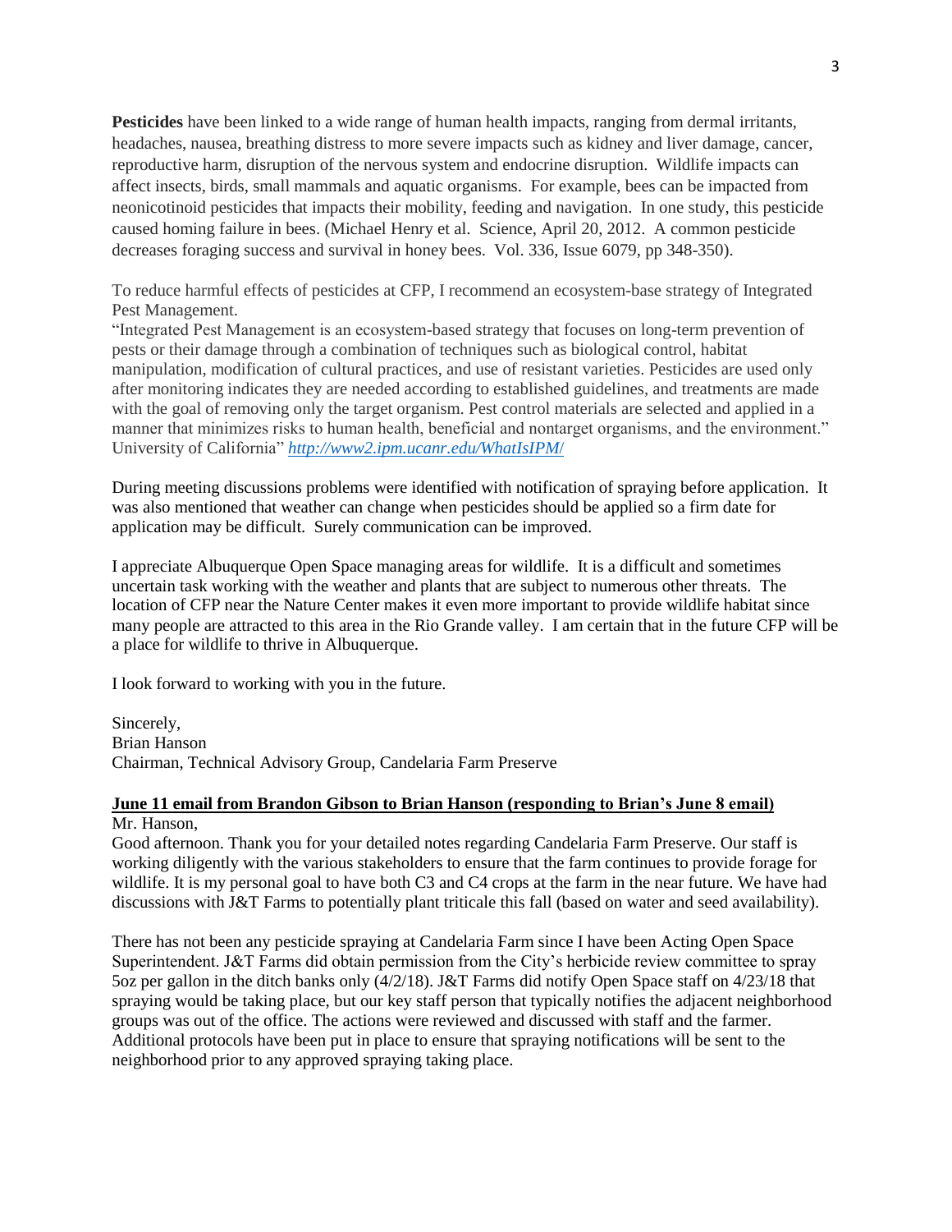**Pesticides** have been linked to a wide range of human health impacts, ranging from dermal irritants, headaches, nausea, breathing distress to more severe impacts such as kidney and liver damage, cancer, reproductive harm, disruption of the nervous system and endocrine disruption. Wildlife impacts can affect insects, birds, small mammals and aquatic organisms. For example, bees can be impacted from neonicotinoid pesticides that impacts their mobility, feeding and navigation. In one study, this pesticide caused homing failure in bees. (Michael Henry et al. Science, April 20, 2012. A common pesticide decreases foraging success and survival in honey bees. Vol. 336, Issue 6079, pp 348-350).

To reduce harmful effects of pesticides at CFP, I recommend an ecosystem-base strategy of Integrated Pest Management.

"Integrated Pest Management is an ecosystem-based strategy that focuses on long-term prevention of pests or their damage through a combination of techniques such as biological control, habitat manipulation, modification of cultural practices, and use of resistant varieties. Pesticides are used only after monitoring indicates they are needed according to established guidelines, and treatments are made with the goal of removing only the target organism. Pest control materials are selected and applied in a manner that minimizes risks to human health, beneficial and nontarget organisms, and the environment." University of California" *http://www2.ipm.ucanr.edu/WhatIsIPM/*

During meeting discussions problems were identified with notification of spraying before application. It was also mentioned that weather can change when pesticides should be applied so a firm date for application may be difficult. Surely communication can be improved.

I appreciate Albuquerque Open Space managing areas for wildlife. It is a difficult and sometimes uncertain task working with the weather and plants that are subject to numerous other threats. The location of CFP near the Nature Center makes it even more important to provide wildlife habitat since many people are attracted to this area in the Rio Grande valley. I am certain that in the future CFP will be a place for wildlife to thrive in Albuquerque.

I look forward to working with you in the future.

Sincerely,
Brian Hanson
Chairman, Technical Advisory Group, Candelaria Farm Preserve

**June 11 email from Brandon Gibson to Brian Hanson (responding to Brian's June 8 email)**

Mr. Hanson,

Good afternoon. Thank you for your detailed notes regarding Candelaria Farm Preserve. Our staff is working diligently with the various stakeholders to ensure that the farm continues to provide forage for wildlife. It is my personal goal to have both C3 and C4 crops at the farm in the near future. We have had discussions with J&T Farms to potentially plant triticale this fall (based on water and seed availability).

There has not been any pesticide spraying at Candelaria Farm since I have been Acting Open Space Superintendent. J&T Farms did obtain permission from the City's herbicide review committee to spray 5oz per gallon in the ditch banks only (4/2/18). J&T Farms did notify Open Space staff on 4/23/18 that spraying would be taking place, but our key staff person that typically notifies the adjacent neighborhood groups was out of the office. The actions were reviewed and discussed with staff and the farmer. Additional protocols have been put in place to ensure that spraying notifications will be sent to the neighborhood prior to any approved spraying taking place.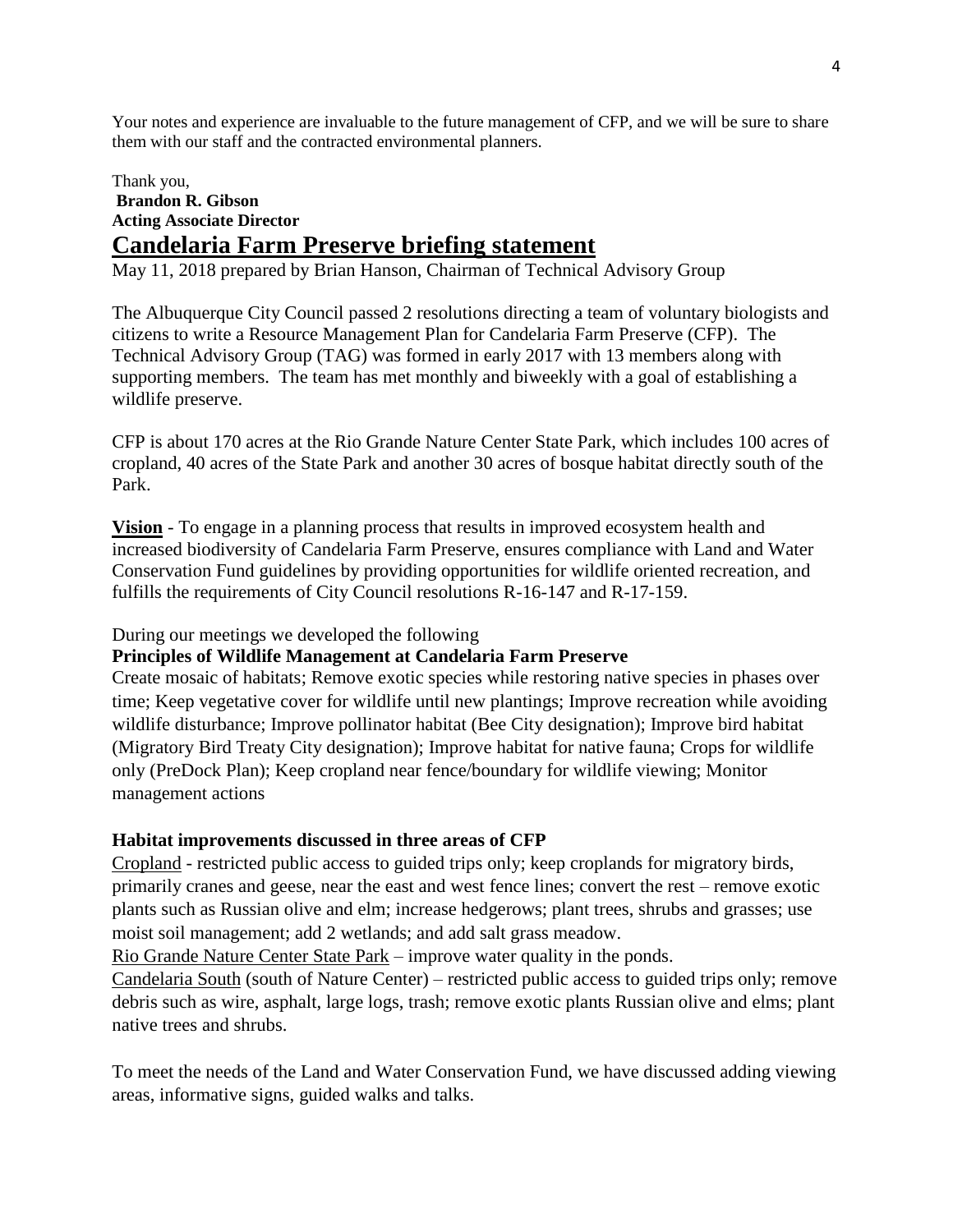Your notes and experience are invaluable to the future management of CFP, and we will be sure to share them with our staff and the contracted environmental planners.

Thank you,
**Brandon R. Gibson**
**Acting Associate Director**

# Candelaria Farm Preserve briefing statement

May 11, 2018 prepared by Brian Hanson, Chairman of Technical Advisory Group

The Albuquerque City Council passed 2 resolutions directing a team of voluntary biologists and citizens to write a Resource Management Plan for Candelaria Farm Preserve (CFP). The Technical Advisory Group (TAG) was formed in early 2017 with 13 members along with supporting members. The team has met monthly and biweekly with a goal of establishing a wildlife preserve.

CFP is about 170 acres at the Rio Grande Nature Center State Park, which includes 100 acres of cropland, 40 acres of the State Park and another 30 acres of bosque habitat directly south of the Park.

**Vision** - To engage in a planning process that results in improved ecosystem health and increased biodiversity of Candelaria Farm Preserve, ensures compliance with Land and Water Conservation Fund guidelines by providing opportunities for wildlife oriented recreation, and fulfills the requirements of City Council resolutions R-16-147 and R-17-159.

During our meetings we developed the following

**Principles of Wildlife Management at Candelaria Farm Preserve**

Create mosaic of habitats; Remove exotic species while restoring native species in phases over time; Keep vegetative cover for wildlife until new plantings; Improve recreation while avoiding wildlife disturbance; Improve pollinator habitat (Bee City designation); Improve bird habitat (Migratory Bird Treaty City designation); Improve habitat for native fauna; Crops for wildlife only (PreDock Plan); Keep cropland near fence/boundary for wildlife viewing; Monitor management actions

**Habitat improvements discussed in three areas of CFP**

Cropland - restricted public access to guided trips only; keep croplands for migratory birds, primarily cranes and geese, near the east and west fence lines; convert the rest – remove exotic plants such as Russian olive and elm; increase hedgerows; plant trees, shrubs and grasses; use moist soil management; add 2 wetlands; and add salt grass meadow.

Rio Grande Nature Center State Park – improve water quality in the ponds.

Candelaria South (south of Nature Center) – restricted public access to guided trips only; remove debris such as wire, asphalt, large logs, trash; remove exotic plants Russian olive and elms; plant native trees and shrubs.

To meet the needs of the Land and Water Conservation Fund, we have discussed adding viewing areas, informative signs, guided walks and talks.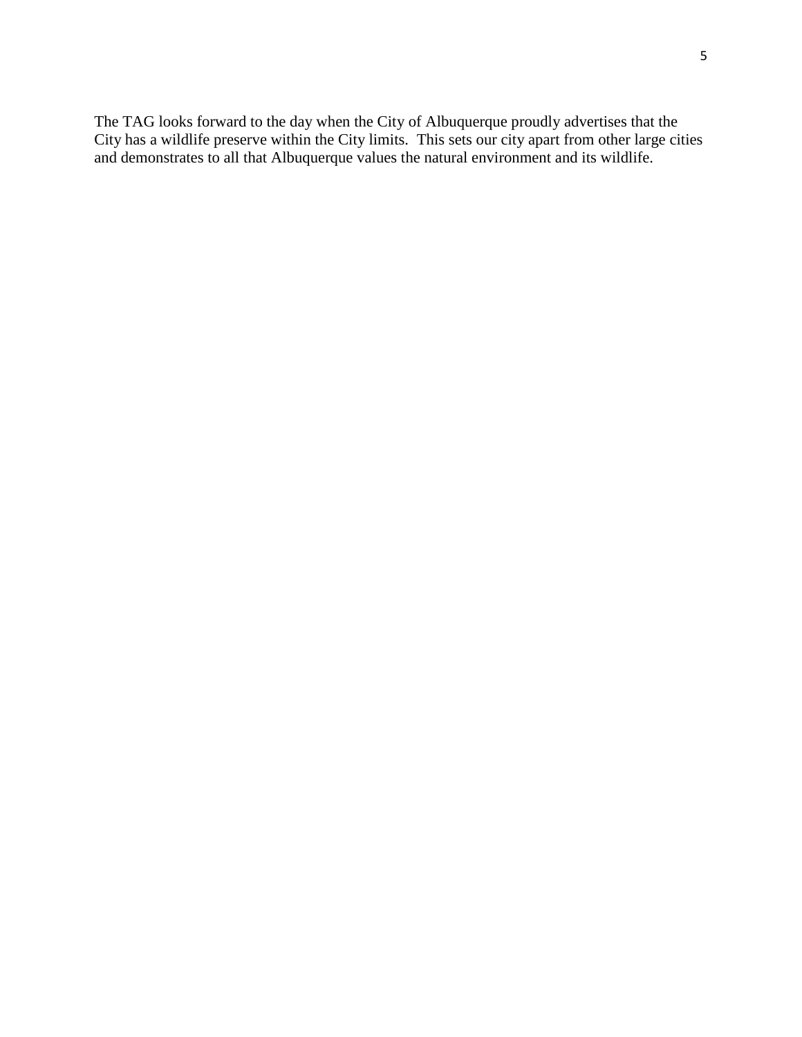The TAG looks forward to the day when the City of Albuquerque proudly advertises that the City has a wildlife preserve within the City limits. This sets our city apart from other large cities and demonstrates to all that Albuquerque values the natural environment and its wildlife.